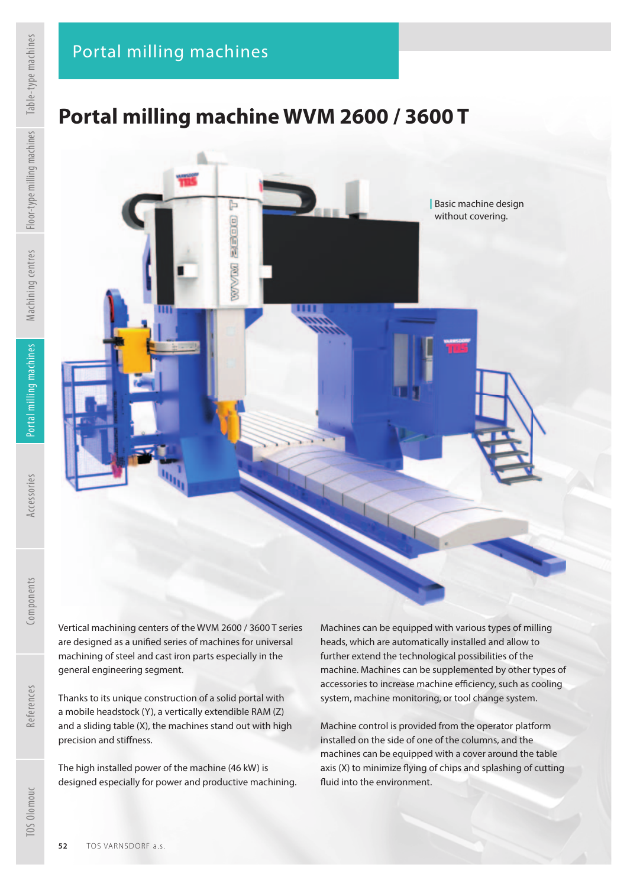# Portal milling machines

## Portal milling machine WVM 2600 / 3600 T

Basic machine design without covering.

Vertical machining centers of the WVM 2600 / 3600 T series are designed as a unified series of machines for universal machining of steel and cast iron parts especially in the general engineering segment.

Thanks to its unique construction of a solid portal with a mobile headstock (Y), a vertically extendible RAM (Z) and a sliding table (X), the machines stand out with high precision and stiffness.

The high installed power of the machine (46 kW) is designed especially for power and productive machining.

Machines can be equipped with various types of milling heads, which are automatically installed and allow to further extend the technological possibilities of the machine. Machines can be supplemented by other types of accessories to increase machine efficiency, such as cooling system, machine monitoring, or tool change system.

Machine control is provided from the operator platform installed on the side of one of the columns, and the machines can be equipped with a cover around the table axis (X) to minimize flying of chips and splashing of cutting fluid into the environment.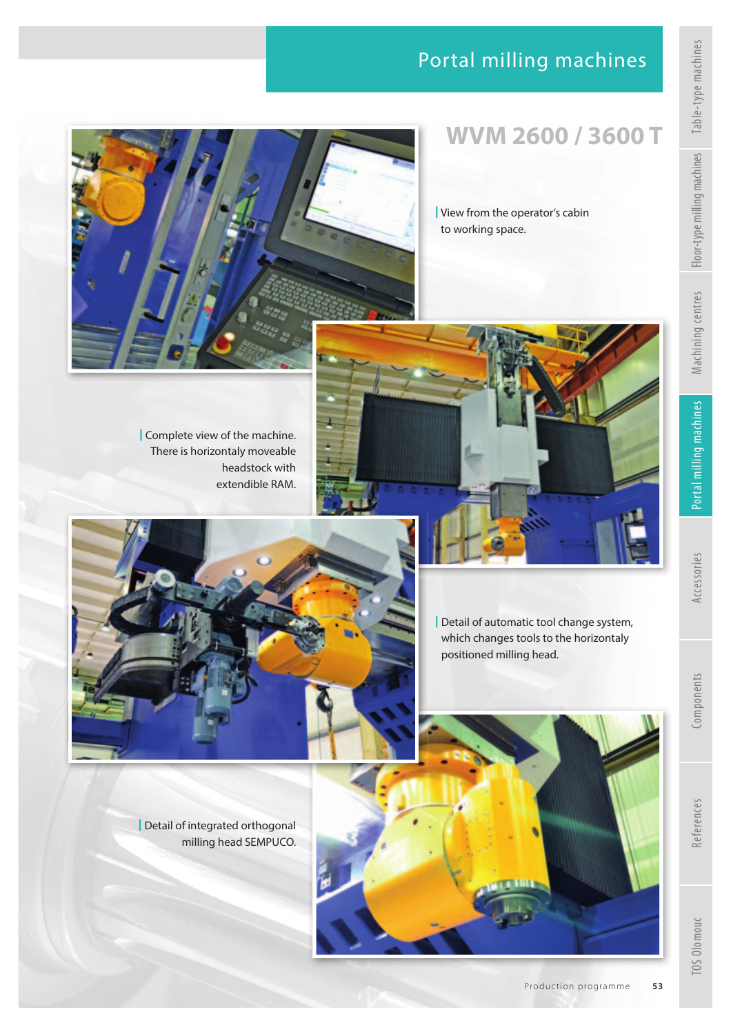# Portal milling machines

## WVM 2600 / 3600 T

View from the operator's cabin to working space.

Complete view of the machine. There is horizontaly moveable headstock with extendible RAM.

Detail of automatic tool change system, which changes tools to the horizontaly positioned milling head.

Detail of integrated orthogonal milling head SEMPUCO.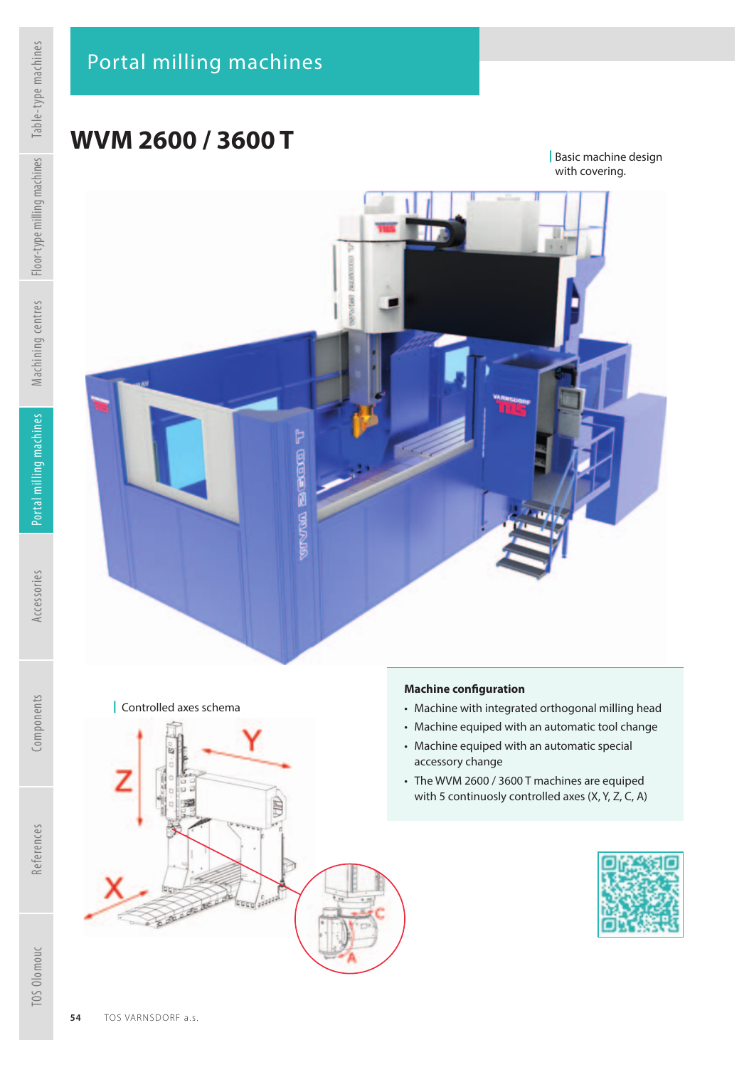# Portal milling machines

## WVM 2600 / 3600 T

Basic machine design with covering.

Controlled axes schema

**Machine configuration**

- Machine with integrated orthogonal milling head
- Machine equiped with an automatic tool change
- Machine equiped with an automatic special accessory change
- The WVM 2600 / 3600 T machines are equiped with 5 continuosly controlled axes (X, Y, Z, C, A)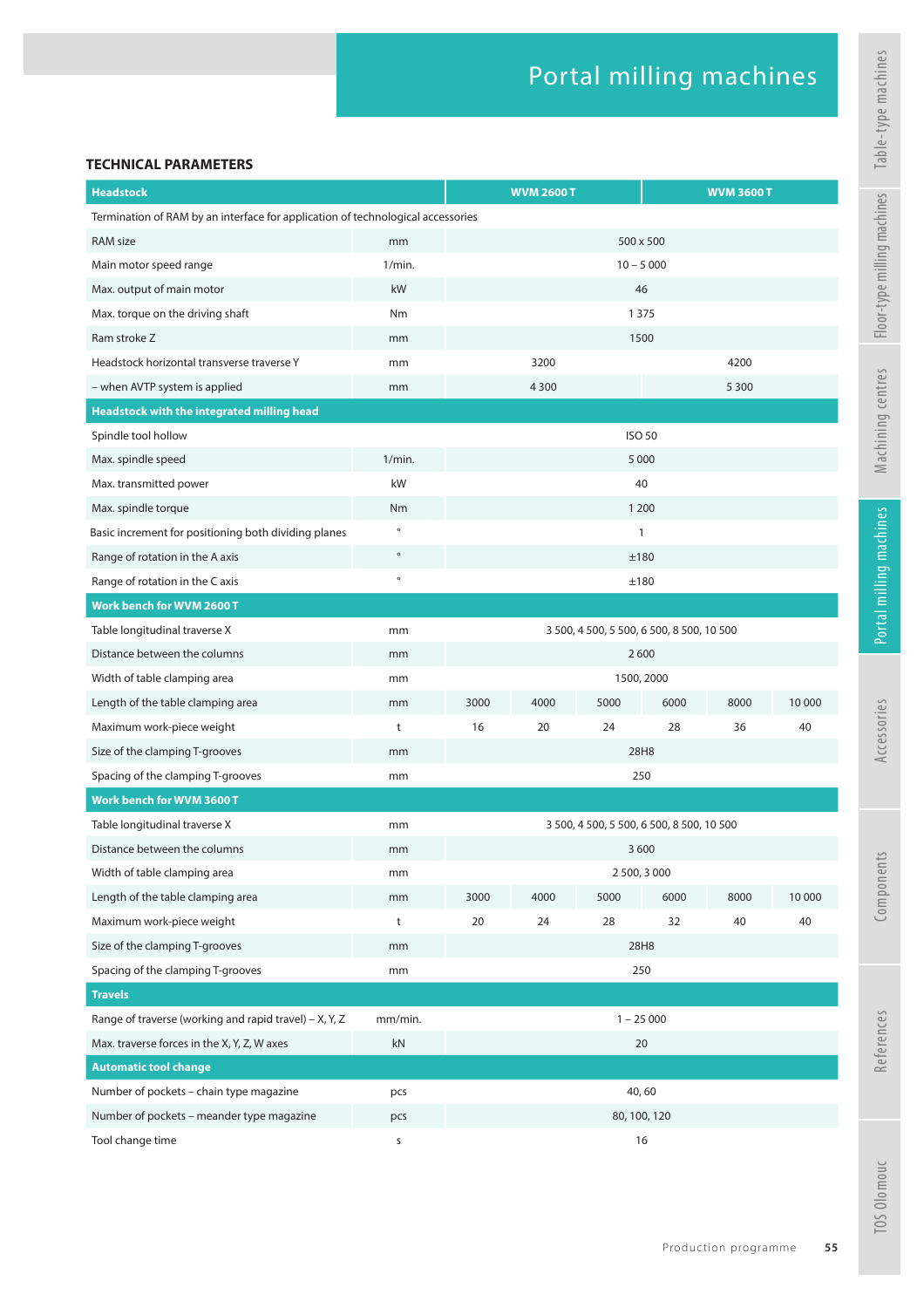# Portal milling machines

## TECHNICAL PARAMETERS

| Headstock | | WVM 2600 T | | | WVM 3600 T | | |
|---|---|---|---|---|---|---|---|
| Termination of RAM by an interface for application of technological accessories | | | | | | | |
| RAM size | mm | 500 x 500 | | | | | |
| Main motor speed range | 1/min. | 10 – 5 000 | | | | | |
| Max. output of main motor | kW | 46 | | | | | |
| Max. torque on the driving shaft | Nm | 1 375 | | | | | |
| Ram stroke Z | mm | 1500 | | | | | |
| Headstock horizontal transverse traverse Y | mm | 3200 | | | 4200 | | |
| – when AVTP system is applied | mm | 4 300 | | | 5 300 | | |
| **Headstock with the integrated milling head** | | | | | | | |
| Spindle tool hollow | | ISO 50 | | | | | |
| Max. spindle speed | 1/min. | 5 000 | | | | | |
| Max. transmitted power | kW | 40 | | | | | |
| Max. spindle torque | Nm | 1 200 | | | | | |
| Basic increment for positioning both dividing planes | ° | 1 | | | | | |
| Range of rotation in the A axis | ° | ±180 | | | | | |
| Range of rotation in the C axis | ° | ±180 | | | | | |
| **Work bench for WVM 2600 T** | | | | | | | |
| Table longitudinal traverse X | mm | 3 500, 4 500, 5 500, 6 500, 8 500, 10 500 | | | | | |
| Distance between the columns | mm | 2 600 | | | | | |
| Width of table clamping area | mm | 1500, 2000 | | | | | |
| Length of the table clamping area | mm | 3000 | 4000 | 5000 | 6000 | 8000 | 10 000 |
| Maximum work-piece weight | t | 16 | 20 | 24 | 28 | 36 | 40 |
| Size of the clamping T-grooves | mm | 28H8 | | | | | |
| Spacing of the clamping T-grooves | mm | 250 | | | | | |
| **Work bench for WVM 3600 T** | | | | | | | |
| Table longitudinal traverse X | mm | 3 500, 4 500, 5 500, 6 500, 8 500, 10 500 | | | | | |
| Distance between the columns | mm | 3 600 | | | | | |
| Width of table clamping area | mm | 2 500, 3 000 | | | | | |
| Length of the table clamping area | mm | 3000 | 4000 | 5000 | 6000 | 8000 | 10 000 |
| Maximum work-piece weight | t | 20 | 24 | 28 | 32 | 40 | 40 |
| Size of the clamping T-grooves | mm | 28H8 | | | | | |
| Spacing of the clamping T-grooves | mm | 250 | | | | | |
| **Travels** | | | | | | | |
| Range of traverse (working and rapid travel) – X, Y, Z | mm/min. | 1 – 25 000 | | | | | |
| Max. traverse forces in the X, Y, Z, W axes | kN | 20 | | | | | |
| **Automatic tool change** | | | | | | | |
| Number of pockets – chain type magazine | pcs | 40, 60 | | | | | |
| Number of pockets – meander type magazine | pcs | 80, 100, 120 | | | | | |
| Tool change time | s | 16 | | | | | |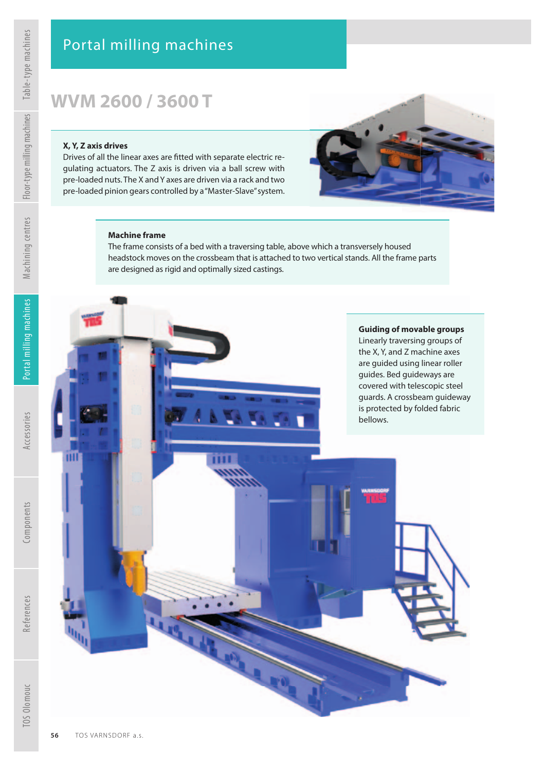# Portal milling machines

## WVM 2600 / 3600 T

**X, Y, Z axis drives**
Drives of all the linear axes are fitted with separate electric regulating actuators. The Z axis is driven via a ball screw with pre-loaded nuts. The X and Y axes are driven via a rack and two pre-loaded pinion gears controlled by a "Master-Slave" system.

**Machine frame**
The frame consists of a bed with a traversing table, above which a transversely housed headstock moves on the crossbeam that is attached to two vertical stands. All the frame parts are designed as rigid and optimally sized castings.

**Guiding of movable groups**
Linearly traversing groups of the X, Y, and Z machine axes are guided using linear roller guides. Bed guideways are covered with telescopic steel guards. A crossbeam guideway is protected by folded fabric bellows.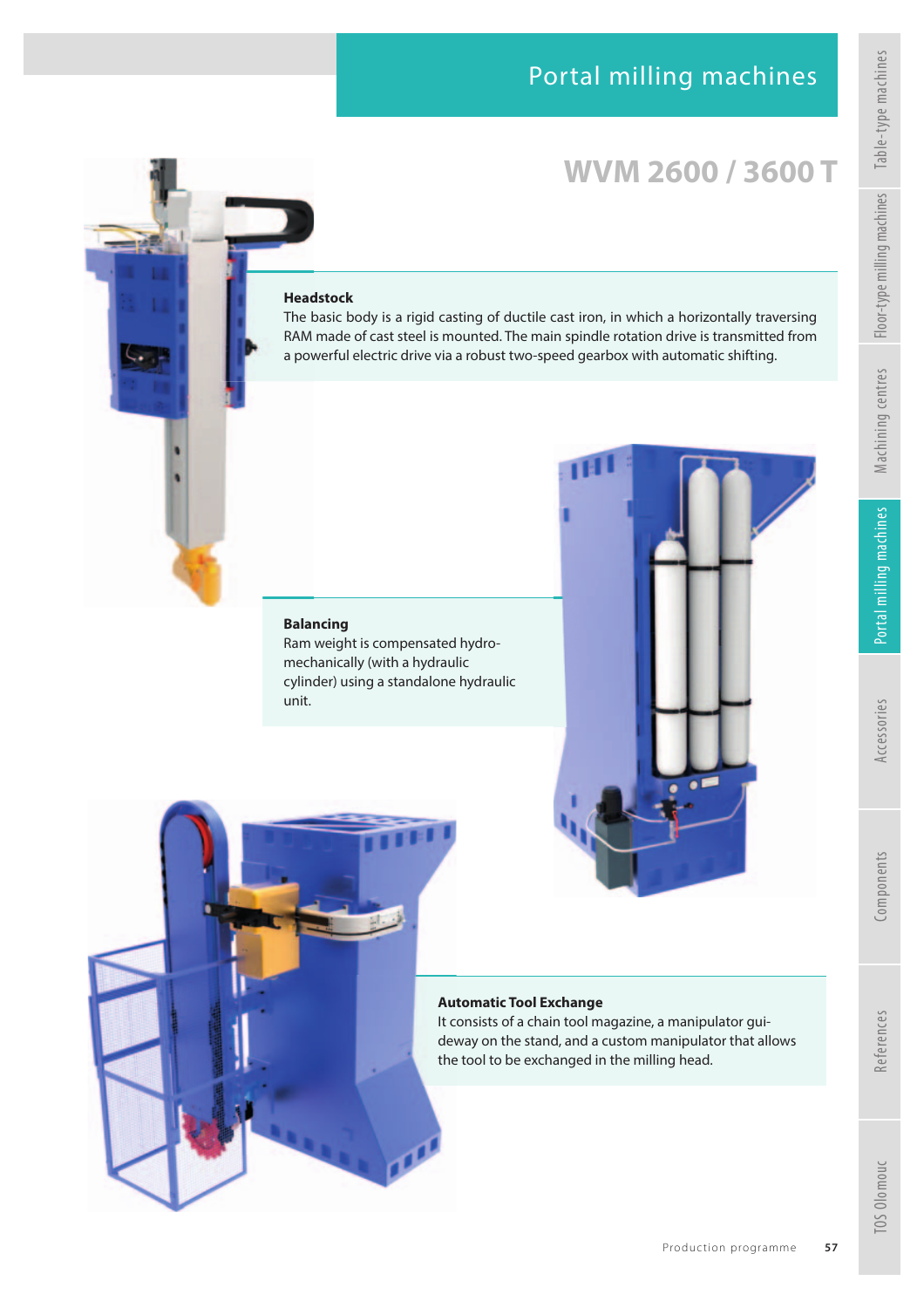# Portal milling machines

## WVM 2600 / 3600 T

**Headstock**
The basic body is a rigid casting of ductile cast iron, in which a horizontally traversing RAM made of cast steel is mounted. The main spindle rotation drive is transmitted from a powerful electric drive via a robust two-speed gearbox with automatic shifting.

**Balancing**
Ram weight is compensated hydro-mechanically (with a hydraulic cylinder) using a standalone hydraulic unit.

**Automatic Tool Exchange**
It consists of a chain tool magazine, a manipulator gui-deway on the stand, and a custom manipulator that allows the tool to be exchanged in the milling head.